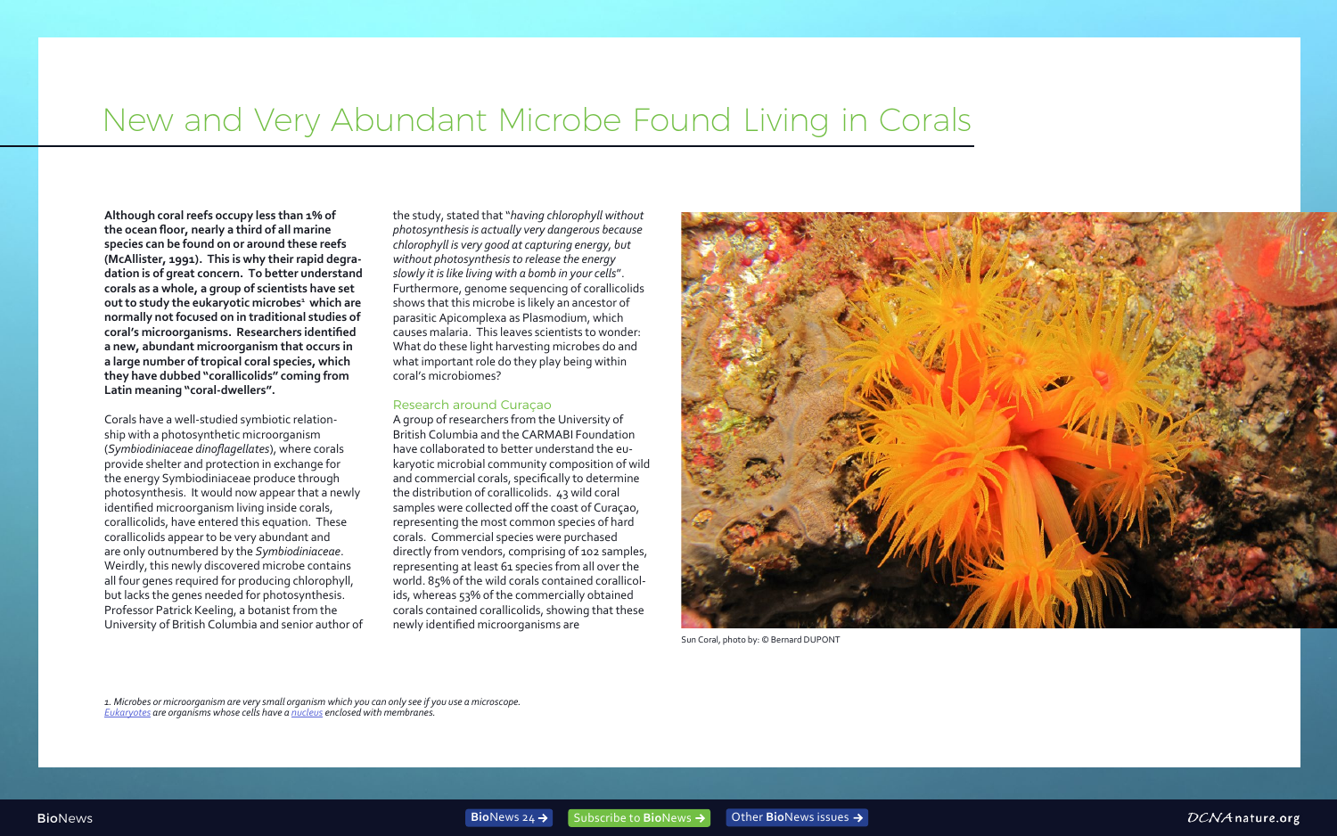# New and Very Abundant Microbe Found Living in Corals

**Although coral reefs occupy less than 1% of the ocean floor, nearly a third of all marine species can be found on or around these reefs (McAllister, 1991). This is why their rapid degradation is of great concern. To better understand corals as a whole, a group of scientists have set out to study the eukaryotic microbes[1] which are normally not focused on in traditional studies of coral's microorganisms. Researchers identified a new, abundant microorganism that occurs in a large number of tropical coral species, which they have dubbed "corallicolids" coming from Latin meaning "coral-dwellers".**

Corals have a well-studied symbiotic relationship with a photosynthetic microorganism (*Symbiodiniaceae dinoflagellates*), where corals provide shelter and protection in exchange for the energy Symbiodiniaceae produce through photosynthesis. It would now appear that a newly identified microorganism living inside corals, corallicolids, have entered this equation. These corallicolids appear to be very abundant and are only outnumbered by the *Symbiodiniaceae*. Weirdly, this newly discovered microbe contains all four genes required for producing chlorophyll, but lacks the genes needed for photosynthesis. Professor Patrick Keeling, a botanist from the University of British Columbia and senior author of the study, stated that "*having chlorophyll without photosynthesis is actually very dangerous because chlorophyll is very good at capturing energy, but without photosynthesis to release the energy slowly it is like living with a bomb in your cells*". Furthermore, genome sequencing of corallicolids shows that this microbe is likely an ancestor of parasitic Apicomplexa as Plasmodium, which causes malaria. This leaves scientists to wonder: What do these light harvesting microbes do and what important role do they play being within coral's microbiomes?

## Research around Curaçao

A group of researchers from the University of British Columbia and the CARMABI Foundation have collaborated to better understand the eukaryotic microbial community composition of wild and commercial corals, specifically to determine the distribution of corallicolids. 43 wild coral samples were collected off the coast of Curaçao, representing the most common species of hard corals. Commercial species were purchased directly from vendors, comprising of 102 samples, representing at least 61 species from all over the world. 85% of the wild corals contained corallicolids, whereas 53% of the commercially obtained corals contained corallicolids, showing that these newly identified microorganisms are

Sun Coral, photo by: © Bernard DUPONT

*1. Microbes or microorganism are very small organism which you can only see if you use a microscope. Eukaryotes are organisms whose cells have a nucleus enclosed with membranes.*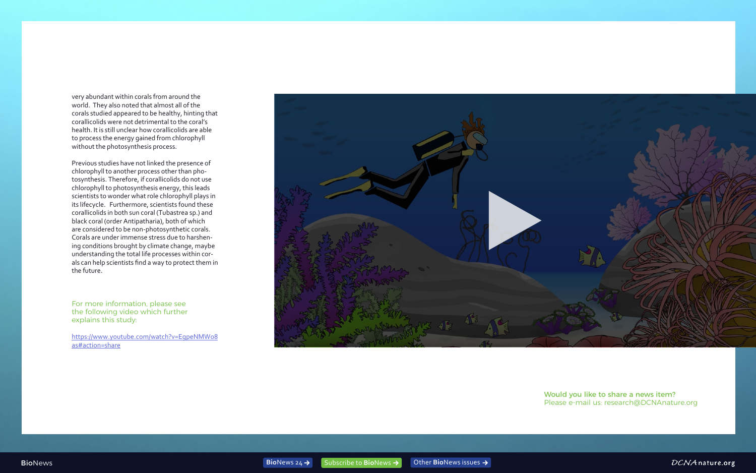very abundant within corals from around the world. They also noted that almost all of the corals studied appeared to be healthy, hinting that corallicolids were not detrimental to the coral's health. It is still unclear how corallicolids are able to process the energy gained from chlorophyll without the photosynthesis process.

Previous studies have not linked the presence of chlorophyll to another process other than photosynthesis. Therefore, if corallicolids do not use chlorophyll to photosynthesis energy, this leads scientists to wonder what role chlorophyll plays in its lifecycle. Furthermore, scientists found these corallicolids in both sun coral (Tubastrea sp.) and black coral (order Antipatharia), both of which are considered to be non-photosynthetic corals. Corals are under immense stress due to harshening conditions brought by climate change, maybe understanding the total life processes within corals can help scientists find a way to protect them in the future.

For more information, please see the following video which further explains this study:

[https://www.youtube.com/watch?v=EqpeNMWo8as#action=share](https://www.youtube.com/watch?v=EqpeNMWo8as#action=share)

Would you like to share a news item?
Please e-mail us: research@DCNAnature.org